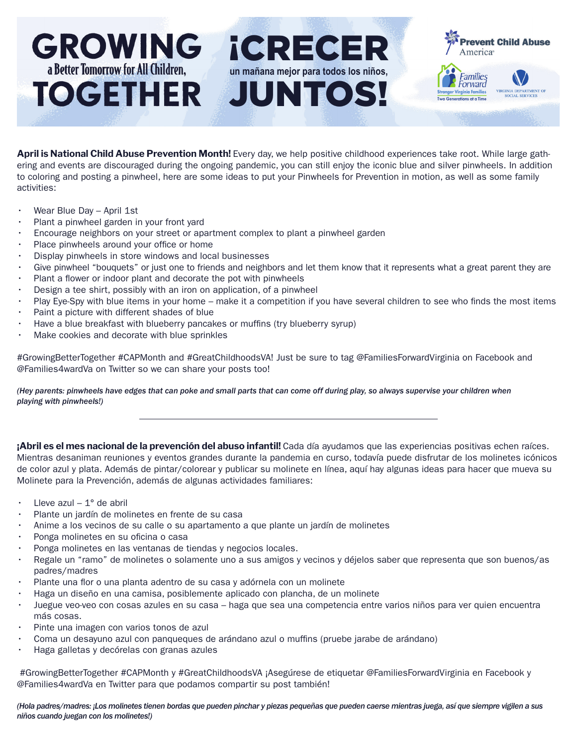# GROWING a Better Tomorrow for All Children, TOGETHER

# ¡CRECER un mañana mejor para todos los niños, JUNTOS!

Prevent Child Abuse America®

Families Forward — Stronger Virginia Families — Two Generations at a Time

Virginia Department of Social Services

**April is National Child Abuse Prevention Month!** Every day, we help positive childhood experiences take root. While large gathering and events are discouraged during the ongoing pandemic, you can still enjoy the iconic blue and silver pinwheels. In addition to coloring and posting a pinwheel, here are some ideas to put your Pinwheels for Prevention in motion, as well as some family activities:

- Wear Blue Day – April 1st
- Plant a pinwheel garden in your front yard
- Encourage neighbors on your street or apartment complex to plant a pinwheel garden
- Place pinwheels around your office or home
- Display pinwheels in store windows and local businesses
- Give pinwheel “bouquets” or just one to friends and neighbors and let them know that it represents what a great parent they are
- Plant a flower or indoor plant and decorate the pot with pinwheels
- Design a tee shirt, possibly with an iron on application, of a pinwheel
- Play Eye-Spy with blue items in your home – make it a competition if you have several children to see who finds the most items
- Paint a picture with different shades of blue
- Have a blue breakfast with blueberry pancakes or muffins (try blueberry syrup)
- Make cookies and decorate with blue sprinkles

#GrowingBetterTogether #CAPMonth and #GreatChildhoodsVA! Just be sure to tag @FamiliesForwardVirginia on Facebook and @Families4wardVa on Twitter so we can share your posts too!

***(Hey parents: pinwheels have edges that can poke and small parts that can come off during play, so always supervise your children when playing with pinwheels!)***

---

**¡Abril es el mes nacional de la prevención del abuso infantil!** Cada día ayudamos que las experiencias positivas echen raíces. Mientras desaniman reuniones y eventos grandes durante la pandemia en curso, todavía puede disfrutar de los molinetes icónicos de color azul y plata. Además de pintar/colorear y publicar su molinete en línea, aquí hay algunas ideas para hacer que mueva su Molinete para la Prevención, además de algunas actividades familiares:

- Lleve azul – 1° de abril
- Plante un jardín de molinetes en frente de su casa
- Anime a los vecinos de su calle o su apartamento a que plante un jardín de molinetes
- Ponga molinetes en su oficina o casa
- Ponga molinetes en las ventanas de tiendas y negocios locales.
- Regale un “ramo” de molinetes o solamente uno a sus amigos y vecinos y déjelos saber que representa que son buenos/as padres/madres
- Plante una flor o una planta adentro de su casa y adórnela con un molinete
- Haga un diseño en una camisa, posiblemente aplicado con plancha, de un molinete
- Juegue veo-veo con cosas azules en su casa – haga que sea una competencia entre varios niños para ver quien encuentra más cosas.
- Pinte una imagen con varios tonos de azul
- Coma un desayuno azul con panqueques de arándano azul o muffins (pruebe jarabe de arándano)
- Haga galletas y decórelas con granas azules

#GrowingBetterTogether #CAPMonth y #GreatChildhoodsVA ¡Asegúrese de etiquetar @FamiliesForwardVirginia en Facebook y @Families4wardVa en Twitter para que podamos compartir su post también!

***(Hola padres/madres: ¡Los molinetes tienen bordas que pueden pinchar y piezas pequeñas que pueden caerse mientras juega, así que siempre vigilen a sus niños cuando juegan con los molinetes!)***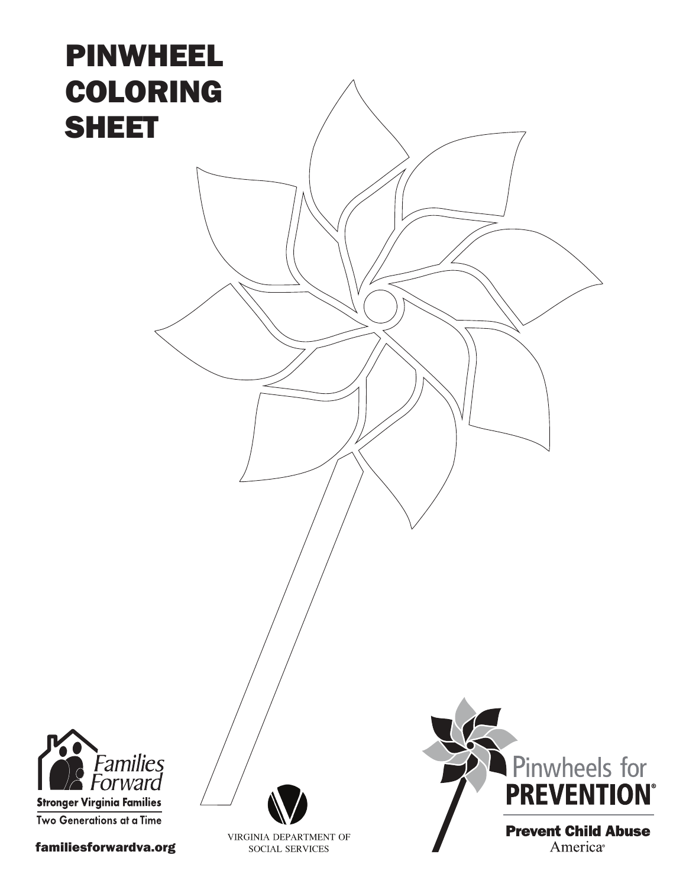# PINWHEEL COLORING SHEET

Families Forward

**Stronger Virginia Families**

Two Generations at a Time

**familiesforwardva.org**

VIRGINIA DEPARTMENT OF SOCIAL SERVICES

Pinwheels for **PREVENTION**®

**Prevent Child Abuse**

America®